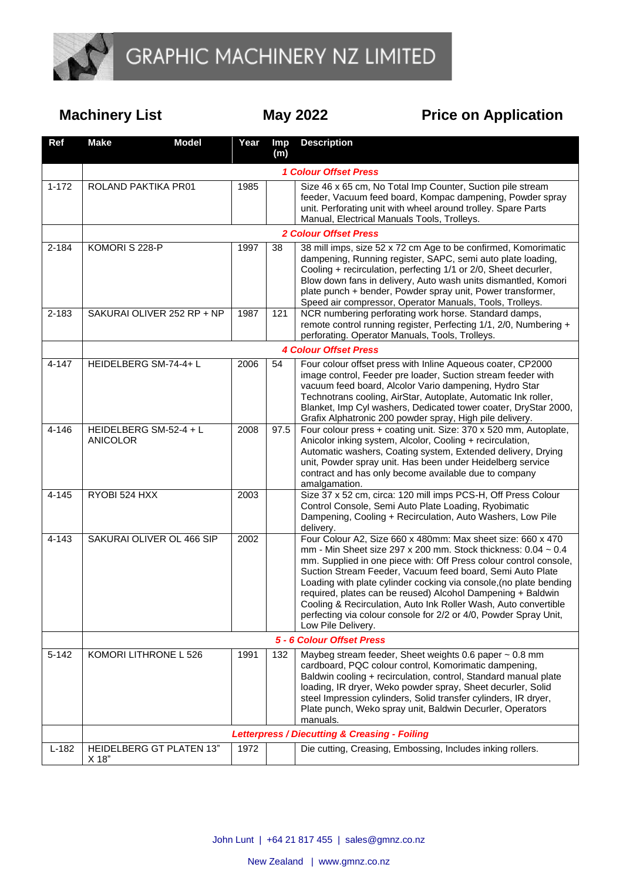# GRAPHIC MACHINERY NZ LIMITED

**Machinery List** **May 2022** **Price on Application**

| Ref | Make Model | Year | Imp (m) | Description |
|---|---|---|---|---|
| | ***1 Colour Offset Press*** | | | |
| 1-172 | ROLAND PAKTIKA PR01 | 1985 | | Size 46 x 65 cm, No Total Imp Counter, Suction pile stream feeder, Vacuum feed board, Kompac dampening, Powder spray unit. Perforating unit with wheel around trolley. Spare Parts Manual, Electrical Manuals Tools, Trolleys. |
| | ***2 Colour Offset Press*** | | | |
| 2-184 | KOMORI S 228-P | 1997 | 38 | 38 mill imps, size 52 x 72 cm Age to be confirmed, Komorimatic dampening, Running register, SAPC, semi auto plate loading, Cooling + recirculation, perfecting 1/1 or 2/0, Sheet decurler, Blow down fans in delivery, Auto wash units dismantled, Komori plate punch + bender, Powder spray unit, Power transformer, Speed air compressor, Operator Manuals, Tools, Trolleys. |
| 2-183 | SAKURAI OLIVER 252 RP + NP | 1987 | 121 | NCR numbering perforating work horse. Standard damps, remote control running register, Perfecting 1/1, 2/0, Numbering + perforating. Operator Manuals, Tools, Trolleys. |
| | ***4 Colour Offset Press*** | | | |
| 4-147 | HEIDELBERG SM-74-4+ L | 2006 | 54 | Four colour offset press with Inline Aqueous coater, CP2000 image control, Feeder pre loader, Suction stream feeder with vacuum feed board, Alcolor Vario dampening, Hydro Star Technotrans cooling, AirStar, Autoplate, Automatic Ink roller, Blanket, Imp Cyl washers, Dedicated tower coater, DryStar 2000, Grafix Alphatronic 200 powder spray, High pile delivery. |
| 4-146 | HEIDELBERG SM-52-4 + L ANICOLOR | 2008 | 97.5 | Four colour press + coating unit. Size: 370 x 520 mm, Autoplate, Anicolor inking system, Alcolor, Cooling + recirculation, Automatic washers, Coating system, Extended delivery, Drying unit, Powder spray unit. Has been under Heidelberg service contract and has only become available due to company amalgamation. |
| 4-145 | RYOBI 524 HXX | 2003 | | Size 37 x 52 cm, circa: 120 mill imps PCS-H, Off Press Colour Control Console, Semi Auto Plate Loading, Ryobimatic Dampening, Cooling + Recirculation, Auto Washers, Low Pile delivery. |
| 4-143 | SAKURAI OLIVER OL 466 SIP | 2002 | | Four Colour A2, Size 660 x 480mm: Max sheet size: 660 x 470 mm - Min Sheet size 297 x 200 mm. Stock thickness: 0.04 ~ 0.4 mm. Supplied in one piece with: Off Press colour control console, Suction Stream Feeder, Vacuum feed board, Semi Auto Plate Loading with plate cylinder cocking via console,(no plate bending required, plates can be reused) Alcohol Dampening + Baldwin Cooling & Recirculation, Auto Ink Roller Wash, Auto convertible perfecting via colour console for 2/2 or 4/0, Powder Spray Unit, Low Pile Delivery. |
| | ***5 - 6 Colour Offset Press*** | | | |
| 5-142 | KOMORI LITHRONE L 526 | 1991 | 132 | Maybeg stream feeder, Sheet weights 0.6 paper ~ 0.8 mm cardboard, PQC colour control, Komorimatic dampening, Baldwin cooling + recirculation, control, Standard manual plate loading, IR dryer, Weko powder spray, Sheet decurler, Solid steel Impression cylinders, Solid transfer cylinders, IR dryer, Plate punch, Weko spray unit, Baldwin Decurler, Operators manuals. |
| | ***Letterpress / Diecutting & Creasing - Foiling*** | | | |
| L-182 | HEIDELBERG GT PLATEN 13" X 18" | 1972 | | Die cutting, Creasing, Embossing, Includes inking rollers. |

John Lunt | +64 21 817 455 | sales@gmnz.co.nz

New Zealand | www.gmnz.co.nz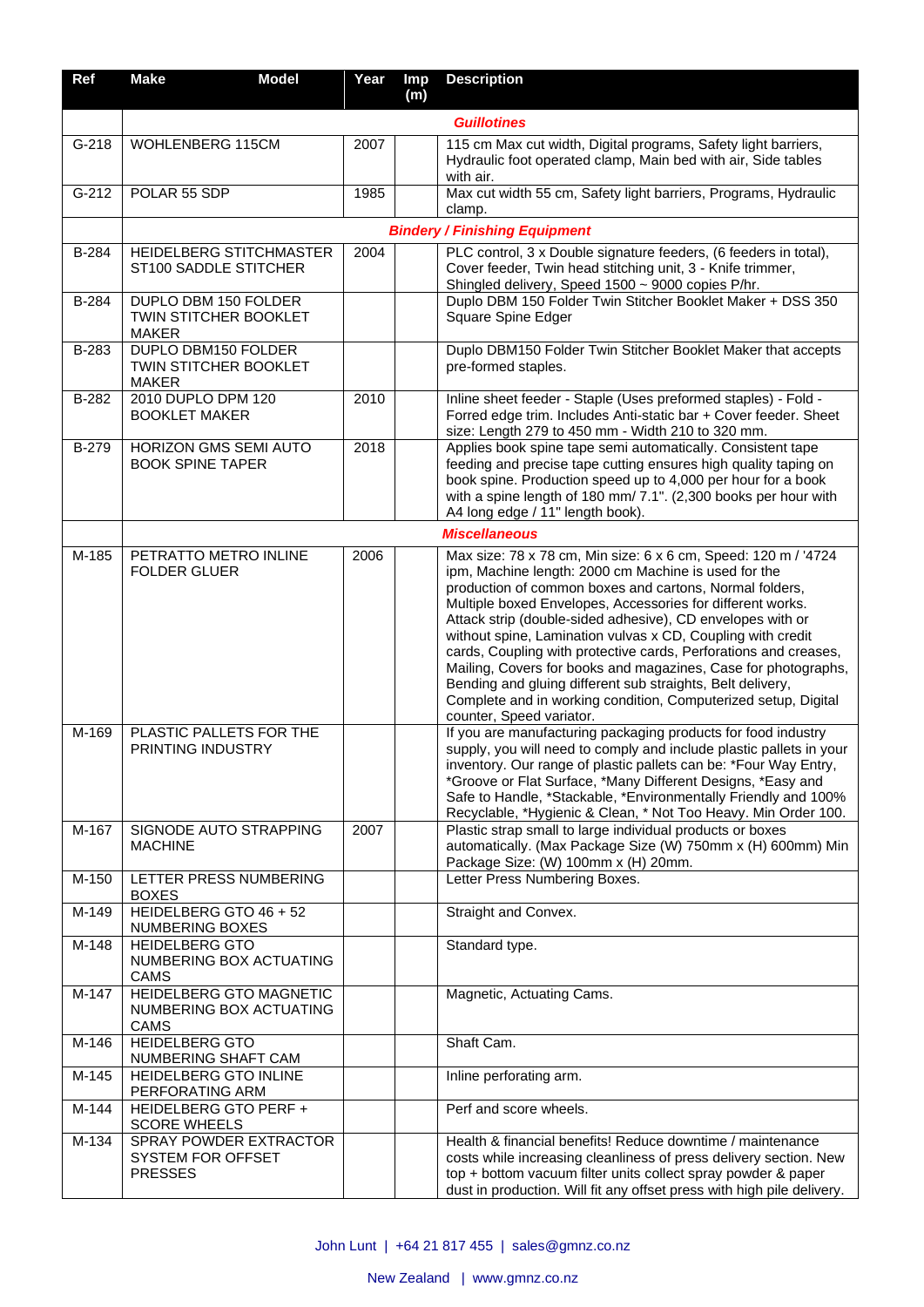| Ref | Make Model | Year | Imp (m) | Description |
|---|---|---|---|---|
| | | | | ***Guillotines*** |
| G-218 | WOHLENBERG 115CM | 2007 | | 115 cm Max cut width, Digital programs, Safety light barriers, Hydraulic foot operated clamp, Main bed with air, Side tables with air. |
| G-212 | POLAR 55 SDP | 1985 | | Max cut width 55 cm, Safety light barriers, Programs, Hydraulic clamp. |
| | | | | ***Bindery / Finishing Equipment*** |
| B-284 | HEIDELBERG STITCHMASTER ST100 SADDLE STITCHER | 2004 | | PLC control, 3 x Double signature feeders, (6 feeders in total), Cover feeder, Twin head stitching unit, 3 - Knife trimmer, Shingled delivery, Speed 1500 ~ 9000 copies P/hr. |
| B-284 | DUPLO DBM 150 FOLDER TWIN STITCHER BOOKLET MAKER | | | Duplo DBM 150 Folder Twin Stitcher Booklet Maker + DSS 350 Square Spine Edger |
| B-283 | DUPLO DBM150 FOLDER TWIN STITCHER BOOKLET MAKER | | | Duplo DBM150 Folder Twin Stitcher Booklet Maker that accepts pre-formed staples. |
| B-282 | 2010 DUPLO DPM 120 BOOKLET MAKER | 2010 | | Inline sheet feeder - Staple (Uses preformed staples) - Fold - Forred edge trim. Includes Anti-static bar + Cover feeder. Sheet size: Length 279 to 450 mm - Width 210 to 320 mm. |
| B-279 | HORIZON GMS SEMI AUTO BOOK SPINE TAPER | 2018 | | Applies book spine tape semi automatically. Consistent tape feeding and precise tape cutting ensures high quality taping on book spine. Production speed up to 4,000 per hour for a book with a spine length of 180 mm/ 7.1". (2,300 books per hour with A4 long edge / 11" length book). |
| | | | | ***Miscellaneous*** |
| M-185 | PETRATTO METRO INLINE FOLDER GLUER | 2006 | | Max size: 78 x 78 cm, Min size: 6 x 6 cm, Speed: 120 m / '4724 ipm, Machine length: 2000 cm Machine is used for the production of common boxes and cartons, Normal folders, Multiple boxed Envelopes, Accessories for different works. Attack strip (double-sided adhesive), CD envelopes with or without spine, Lamination vulvas x CD, Coupling with credit cards, Coupling with protective cards, Perforations and creases, Mailing, Covers for books and magazines, Case for photographs, Bending and gluing different sub straights, Belt delivery, Complete and in working condition, Computerized setup, Digital counter, Speed variator. |
| M-169 | PLASTIC PALLETS FOR THE PRINTING INDUSTRY | | | If you are manufacturing packaging products for food industry supply, you will need to comply and include plastic pallets in your inventory. Our range of plastic pallets can be: *Four Way Entry, *Groove or Flat Surface, *Many Different Designs, *Easy and Safe to Handle, *Stackable, *Environmentally Friendly and 100% Recyclable, *Hygienic & Clean, * Not Too Heavy. Min Order 100. |
| M-167 | SIGNODE AUTO STRAPPING MACHINE | 2007 | | Plastic strap small to large individual products or boxes automatically. (Max Package Size (W) 750mm x (H) 600mm) Min Package Size: (W) 100mm x (H) 20mm. |
| M-150 | LETTER PRESS NUMBERING BOXES | | | Letter Press Numbering Boxes. |
| M-149 | HEIDELBERG GTO 46 + 52 NUMBERING BOXES | | | Straight and Convex. |
| M-148 | HEIDELBERG GTO NUMBERING BOX ACTUATING CAMS | | | Standard type. |
| M-147 | HEIDELBERG GTO MAGNETIC NUMBERING BOX ACTUATING CAMS | | | Magnetic, Actuating Cams. |
| M-146 | HEIDELBERG GTO NUMBERING SHAFT CAM | | | Shaft Cam. |
| M-145 | HEIDELBERG GTO INLINE PERFORATING ARM | | | Inline perforating arm. |
| M-144 | HEIDELBERG GTO PERF + SCORE WHEELS | | | Perf and score wheels. |
| M-134 | SPRAY POWDER EXTRACTOR SYSTEM FOR OFFSET PRESSES | | | Health & financial benefits! Reduce downtime / maintenance costs while increasing cleanliness of press delivery section. New top + bottom vacuum filter units collect spray powder & paper dust in production. Will fit any offset press with high pile delivery. |

John Lunt | +64 21 817 455 | sales@gmnz.co.nz

New Zealand | www.gmnz.co.nz